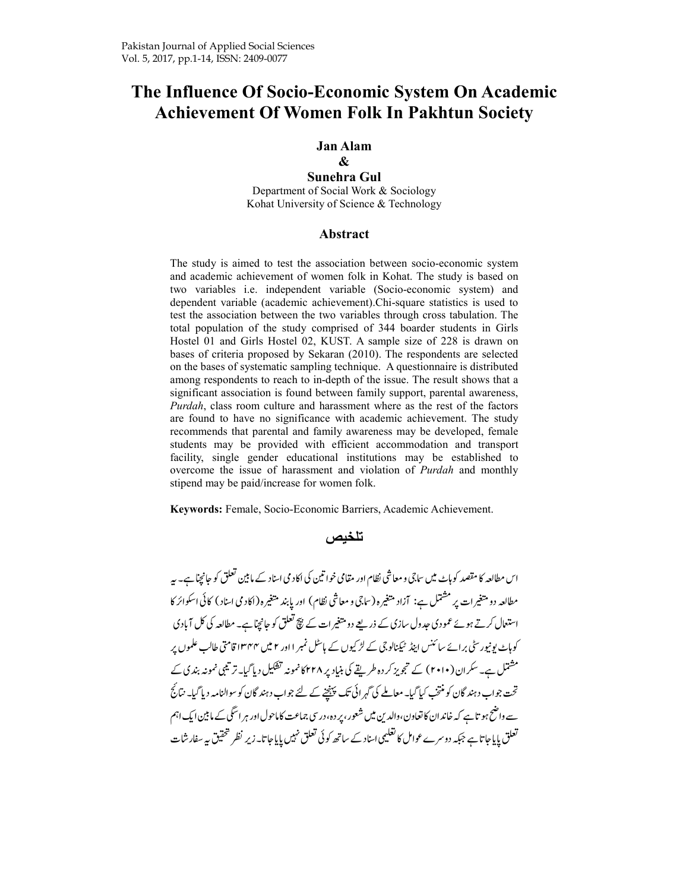# The Influence Of Socio-Economic System On Academic Achievement Of Women Folk In Pakhtun Society

**Jan Alam**

**&**

**Sunehra Gul**

Department of Social Work & Sociology
Kohat University of Science & Technology

## Abstract

The study is aimed to test the association between socio-economic system and academic achievement of women folk in Kohat. The study is based on two variables i.e. independent variable (Socio-economic system) and dependent variable (academic achievement).Chi-square statistics is used to test the association between the two variables through cross tabulation. The total population of the study comprised of 344 boarder students in Girls Hostel 01 and Girls Hostel 02, KUST. A sample size of 228 is drawn on bases of criteria proposed by Sekaran (2010). The respondents are selected on the bases of systematic sampling technique. A questionnaire is distributed among respondents to reach to in-depth of the issue. The result shows that a significant association is found between family support, parental awareness, *Purdah*, class room culture and harassment where as the rest of the factors are found to have no significance with academic achievement. The study recommends that parental and family awareness may be developed, female students may be provided with efficient accommodation and transport facility, single gender educational institutions may be established to overcome the issue of harassment and violation of *Purdah* and monthly stipend may be paid/increase for women folk.

**Keywords:** Female, Socio-Economic Barriers, Academic Achievement.

## تلخیص

اس مطالعہ کا مقصد کوہاٹ میں سماجی و معاشی نظام اور مقامی خواتین کی اکادمی اسناد کے مابین تعلق کو جانچنا ہے۔ یہ مطالعہ دو متغیرات پر مشتمل ہے: آزاد متغیرہ (سماجی و معاشی نظام) اور پابند متغیرہ (اکادمی اسناد) کائی اسکوائر کا استعمال کرتے ہوئے عمودی جدول سازی کے ذریعے دو متغیرات کے بیچ تعلق کو جانچنا ہے۔ مطالعہ کی کل آبادی کوہاٹ یونیورسٹی برائے سائنس اینڈ ٹیکنالوجی کے لڑکیوں کے ہاسٹل نمبر ۱ اور ۲ میں ۳۴۴ اقامتی طالب علموں پر مشتمل ہے۔ سکران (۲۰۱۰) کے تجویز کردہ طریقے کی بنیاد پر ۲۲۸ کا نمونہ تشکیل دیا گیا۔ ترتیبی نمونہ بندی کے تحت جواب دہندگان کو منتخب کیا گیا۔ معاملے کی گہرائی تک پہنچنے کے لئے جواب دہندگان کو سوالنامہ دیا گیا۔ نتائج سے واضح ہوتا ہے کہ خاندان کا تعاون، والدین میں شعور، پردہ، درسی جماعت کا ماحول اور ہراسگی کے مابین ایک اہم تعلق پایا جاتا ہے جبکہ دوسرے عوامل کا تعلیمی اسناد کے ساتھ کوئی تعلق نہیں پایا جاتا۔ زیر نظر تحقیق یہ سفارشات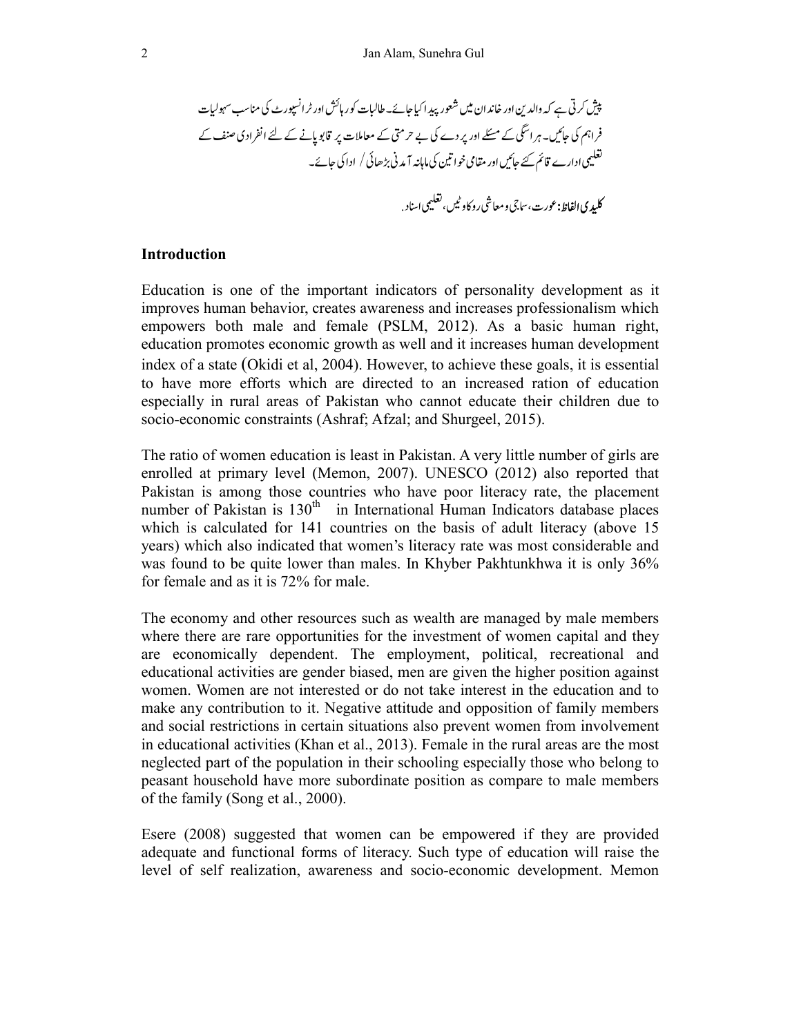پیش کرتی ہے کہ والدین اور خاندان میں شعور پیدا کیا جائے۔ طالبات کو رہائش اور ٹرانسپورٹ کی مناسب سہولیات فراہم کی جائیں۔ ہراسگی کے مسئلے اور پردے کی بے حرمتی کے معاملات پر قابو پانے کے لئے انفرادی صنف کے تعلیمی ادارے قائم کئے جائیں اور مقامی خواتین کی ماہانہ آمدنی بڑھائی / ادا کی جائے۔

**کلیدی الفاظ:** عورت، سماجی و معاشی رکاوٹیں، تعلیمی اسناد.

## Introduction

Education is one of the important indicators of personality development as it improves human behavior, creates awareness and increases professionalism which empowers both male and female (PSLM, 2012). As a basic human right, education promotes economic growth as well and it increases human development index of a state (Okidi et al, 2004). However, to achieve these goals, it is essential to have more efforts which are directed to an increased ration of education especially in rural areas of Pakistan who cannot educate their children due to socio-economic constraints (Ashraf; Afzal; and Shurgeel, 2015).

The ratio of women education is least in Pakistan. A very little number of girls are enrolled at primary level (Memon, 2007). UNESCO (2012) also reported that Pakistan is among those countries who have poor literacy rate, the placement number of Pakistan is 130th in International Human Indicators database places which is calculated for 141 countries on the basis of adult literacy (above 15 years) which also indicated that women's literacy rate was most considerable and was found to be quite lower than males. In Khyber Pakhtunkhwa it is only 36% for female and as it is 72% for male.

The economy and other resources such as wealth are managed by male members where there are rare opportunities for the investment of women capital and they are economically dependent. The employment, political, recreational and educational activities are gender biased, men are given the higher position against women. Women are not interested or do not take interest in the education and to make any contribution to it. Negative attitude and opposition of family members and social restrictions in certain situations also prevent women from involvement in educational activities (Khan et al., 2013). Female in the rural areas are the most neglected part of the population in their schooling especially those who belong to peasant household have more subordinate position as compare to male members of the family (Song et al., 2000).

Esere (2008) suggested that women can be empowered if they are provided adequate and functional forms of literacy. Such type of education will raise the level of self realization, awareness and socio-economic development. Memon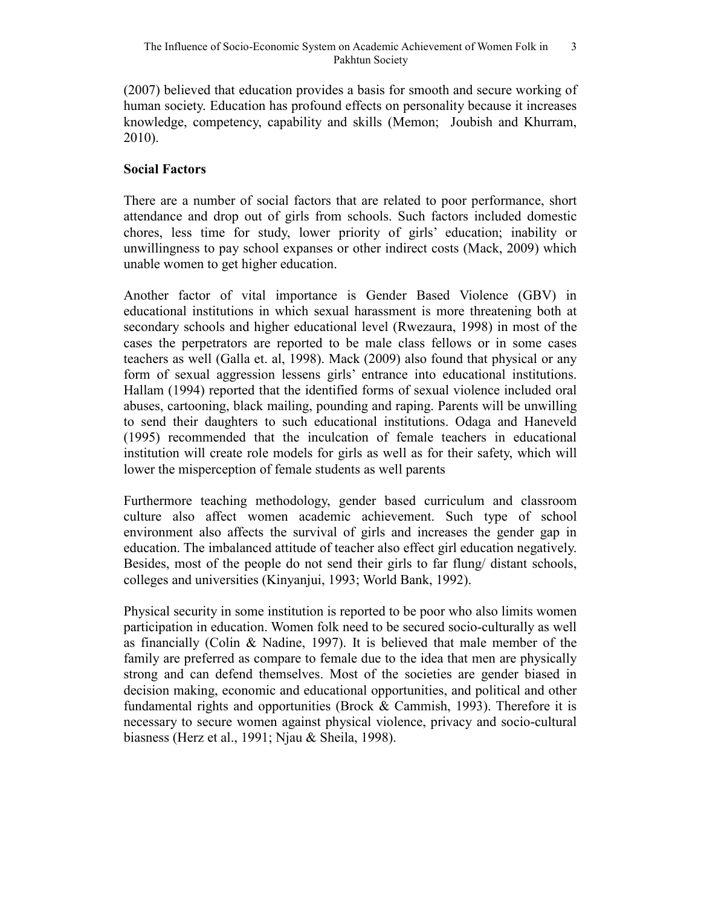(2007) believed that education provides a basis for smooth and secure working of human society. Education has profound effects on personality because it increases knowledge, competency, capability and skills (Memon; Joubish and Khurram, 2010).

## Social Factors

There are a number of social factors that are related to poor performance, short attendance and drop out of girls from schools. Such factors included domestic chores, less time for study, lower priority of girls' education; inability or unwillingness to pay school expanses or other indirect costs (Mack, 2009) which unable women to get higher education.

Another factor of vital importance is Gender Based Violence (GBV) in educational institutions in which sexual harassment is more threatening both at secondary schools and higher educational level (Rwezaura, 1998) in most of the cases the perpetrators are reported to be male class fellows or in some cases teachers as well (Galla et. al, 1998). Mack (2009) also found that physical or any form of sexual aggression lessens girls' entrance into educational institutions. Hallam (1994) reported that the identified forms of sexual violence included oral abuses, cartooning, black mailing, pounding and raping. Parents will be unwilling to send their daughters to such educational institutions. Odaga and Haneveld (1995) recommended that the inculcation of female teachers in educational institution will create role models for girls as well as for their safety, which will lower the misperception of female students as well parents

Furthermore teaching methodology, gender based curriculum and classroom culture also affect women academic achievement. Such type of school environment also affects the survival of girls and increases the gender gap in education. The imbalanced attitude of teacher also effect girl education negatively. Besides, most of the people do not send their girls to far flung/ distant schools, colleges and universities (Kinyanjui, 1993; World Bank, 1992).

Physical security in some institution is reported to be poor who also limits women participation in education. Women folk need to be secured socio-culturally as well as financially (Colin & Nadine, 1997). It is believed that male member of the family are preferred as compare to female due to the idea that men are physically strong and can defend themselves. Most of the societies are gender biased in decision making, economic and educational opportunities, and political and other fundamental rights and opportunities (Brock & Cammish, 1993). Therefore it is necessary to secure women against physical violence, privacy and socio-cultural biasness (Herz et al., 1991; Njau & Sheila, 1998).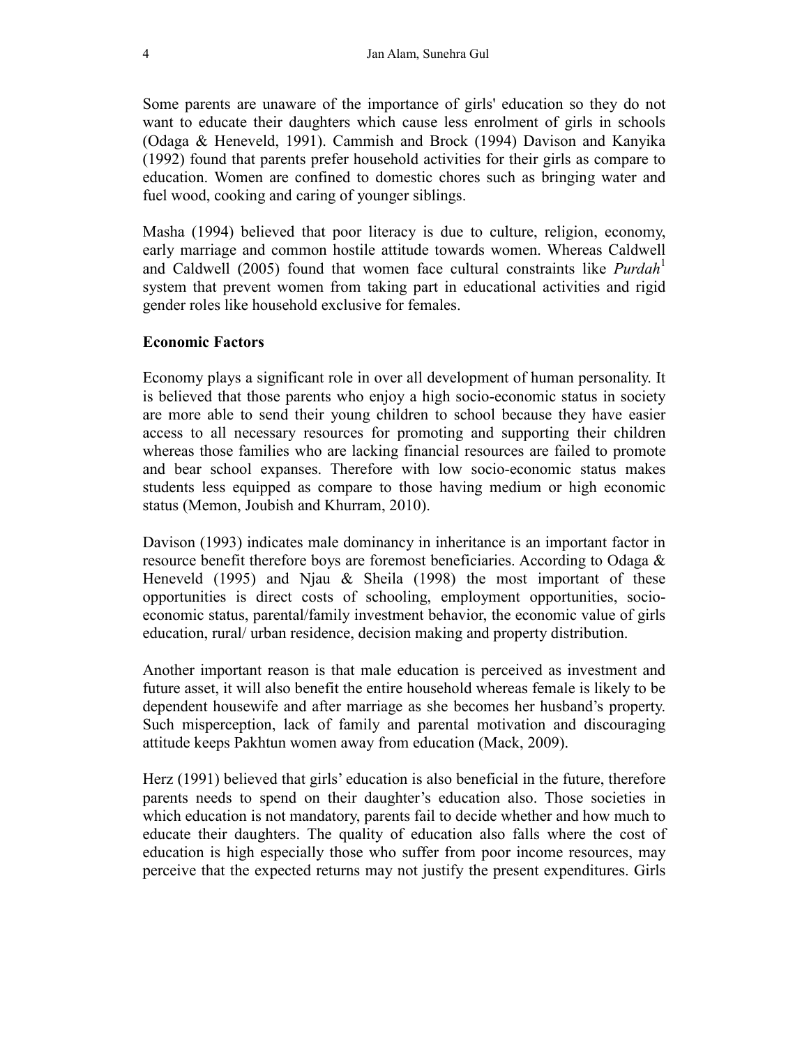Some parents are unaware of the importance of girls' education so they do not want to educate their daughters which cause less enrolment of girls in schools (Odaga & Heneveld, 1991). Cammish and Brock (1994) Davison and Kanyika (1992) found that parents prefer household activities for their girls as compare to education. Women are confined to domestic chores such as bringing water and fuel wood, cooking and caring of younger siblings.

Masha (1994) believed that poor literacy is due to culture, religion, economy, early marriage and common hostile attitude towards women. Whereas Caldwell and Caldwell (2005) found that women face cultural constraints like *Purdah*[1] system that prevent women from taking part in educational activities and rigid gender roles like household exclusive for females.

**Economic Factors**

Economy plays a significant role in over all development of human personality. It is believed that those parents who enjoy a high socio-economic status in society are more able to send their young children to school because they have easier access to all necessary resources for promoting and supporting their children whereas those families who are lacking financial resources are failed to promote and bear school expanses. Therefore with low socio-economic status makes students less equipped as compare to those having medium or high economic status (Memon, Joubish and Khurram, 2010).

Davison (1993) indicates male dominancy in inheritance is an important factor in resource benefit therefore boys are foremost beneficiaries. According to Odaga & Heneveld (1995) and Njau & Sheila (1998) the most important of these opportunities is direct costs of schooling, employment opportunities, socio-economic status, parental/family investment behavior, the economic value of girls education, rural/ urban residence, decision making and property distribution.

Another important reason is that male education is perceived as investment and future asset, it will also benefit the entire household whereas female is likely to be dependent housewife and after marriage as she becomes her husband's property. Such misperception, lack of family and parental motivation and discouraging attitude keeps Pakhtun women away from education (Mack, 2009).

Herz (1991) believed that girls' education is also beneficial in the future, therefore parents needs to spend on their daughter's education also. Those societies in which education is not mandatory, parents fail to decide whether and how much to educate their daughters. The quality of education also falls where the cost of education is high especially those who suffer from poor income resources, may perceive that the expected returns may not justify the present expenditures. Girls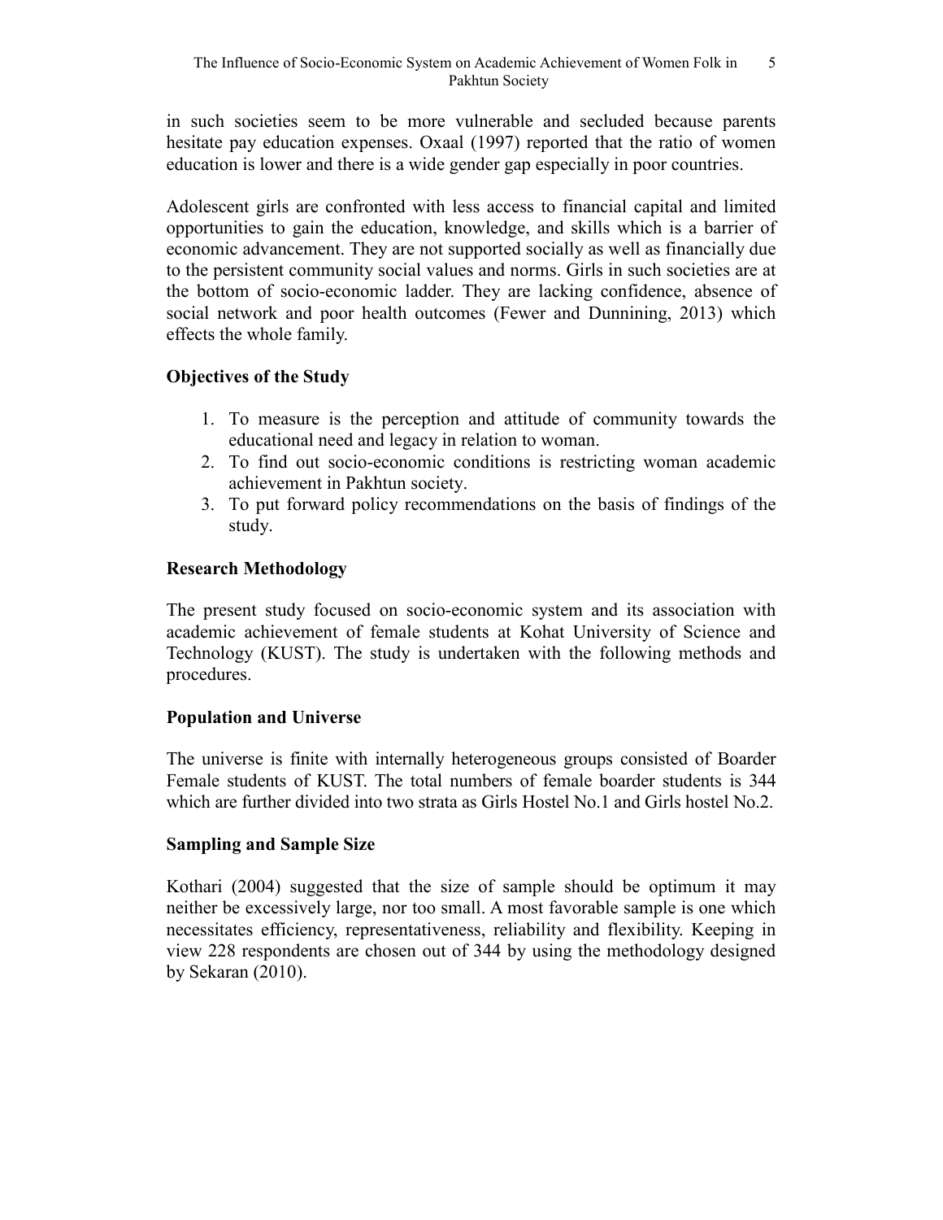in such societies seem to be more vulnerable and secluded because parents hesitate pay education expenses. Oxaal (1997) reported that the ratio of women education is lower and there is a wide gender gap especially in poor countries.

Adolescent girls are confronted with less access to financial capital and limited opportunities to gain the education, knowledge, and skills which is a barrier of economic advancement. They are not supported socially as well as financially due to the persistent community social values and norms. Girls in such societies are at the bottom of socio-economic ladder. They are lacking confidence, absence of social network and poor health outcomes (Fewer and Dunnining, 2013) which effects the whole family.

### Objectives of the Study

1. To measure is the perception and attitude of community towards the educational need and legacy in relation to woman.
2. To find out socio-economic conditions is restricting woman academic achievement in Pakhtun society.
3. To put forward policy recommendations on the basis of findings of the study.

### Research Methodology

The present study focused on socio-economic system and its association with academic achievement of female students at Kohat University of Science and Technology (KUST). The study is undertaken with the following methods and procedures.

### Population and Universe

The universe is finite with internally heterogeneous groups consisted of Boarder Female students of KUST. The total numbers of female boarder students is 344 which are further divided into two strata as Girls Hostel No.1 and Girls hostel No.2.

### Sampling and Sample Size

Kothari (2004) suggested that the size of sample should be optimum it may neither be excessively large, nor too small. A most favorable sample is one which necessitates efficiency, representativeness, reliability and flexibility. Keeping in view 228 respondents are chosen out of 344 by using the methodology designed by Sekaran (2010).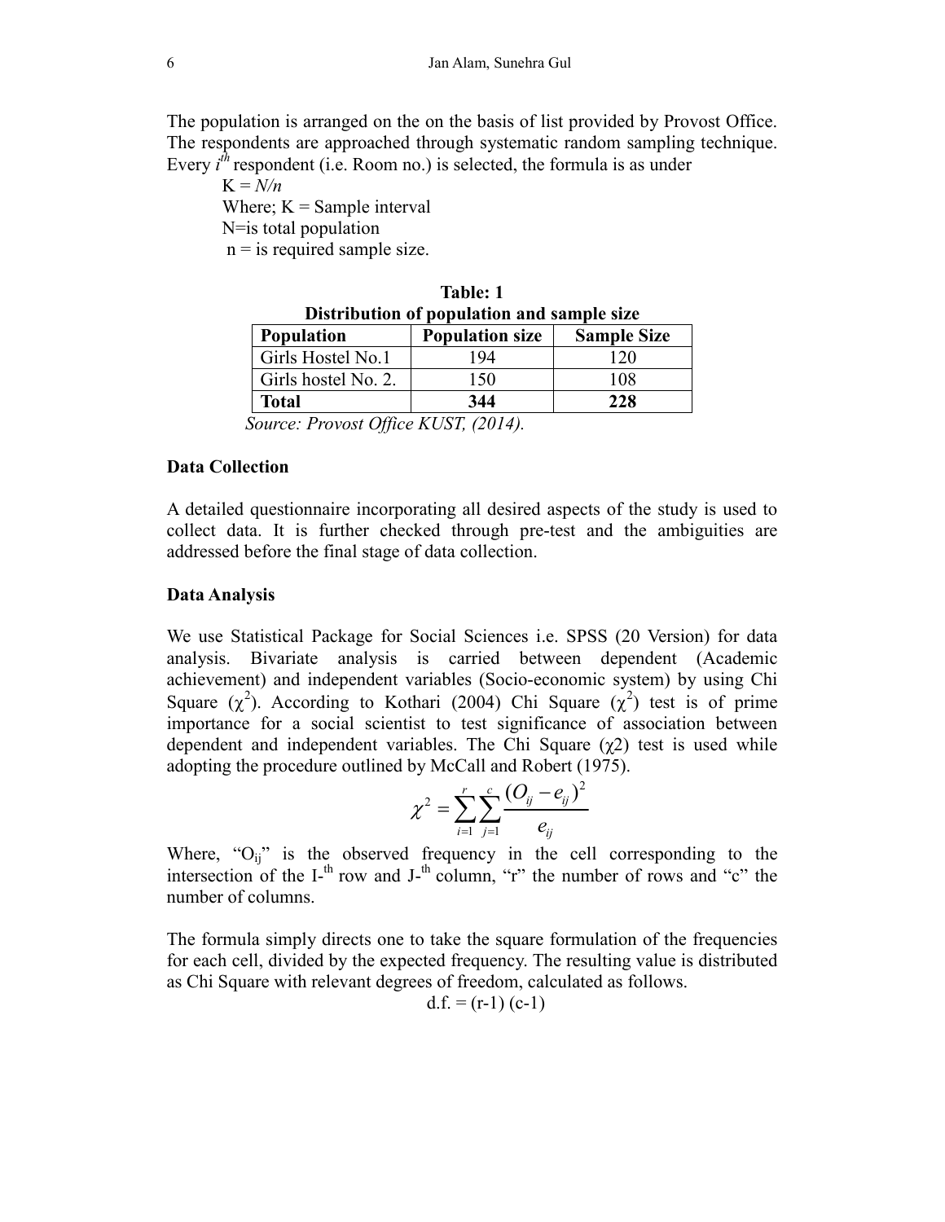The population is arranged on the on the basis of list provided by Provost Office. The respondents are approached through systematic random sampling technique. Every $i^{th}$ respondent (i.e. Room no.) is selected, the formula is as under

K = *N/n*

Where; K = Sample interval

N=is total population

n = is required sample size.

**Table: 1**

**Distribution of population and sample size**

| Population | Population size | Sample Size |
|---|---|---|
| Girls Hostel No.1 | 194 | 120 |
| Girls hostel No. 2. | 150 | 108 |
| **Total** | **344** | **228** |

*Source: Provost Office KUST, (2014).*

### Data Collection

A detailed questionnaire incorporating all desired aspects of the study is used to collect data. It is further checked through pre-test and the ambiguities are addressed before the final stage of data collection.

### Data Analysis

We use Statistical Package for Social Sciences i.e. SPSS (20 Version) for data analysis. Bivariate analysis is carried between dependent (Academic achievement) and independent variables (Socio-economic system) by using Chi Square ($\chi^2$). According to Kothari (2004) Chi Square ($\chi^2$) test is of prime importance for a social scientist to test significance of association between dependent and independent variables. The Chi Square ($\chi 2$) test is used while adopting the procedure outlined by McCall and Robert (1975).

$$\chi^2 = \sum_{i=1}^{r} \sum_{j=1}^{c} \frac{(O_{ij} - e_{ij})^2}{e_{ij}}$$

Where, "$O_{ij}$" is the observed frequency in the cell corresponding to the intersection of the I-$^{th}$ row and J-$^{th}$ column, "r" the number of rows and "c" the number of columns.

The formula simply directs one to take the square formulation of the frequencies for each cell, divided by the expected frequency. The resulting value is distributed as Chi Square with relevant degrees of freedom, calculated as follows.

$$d.f. = (r-1)(c-1)$$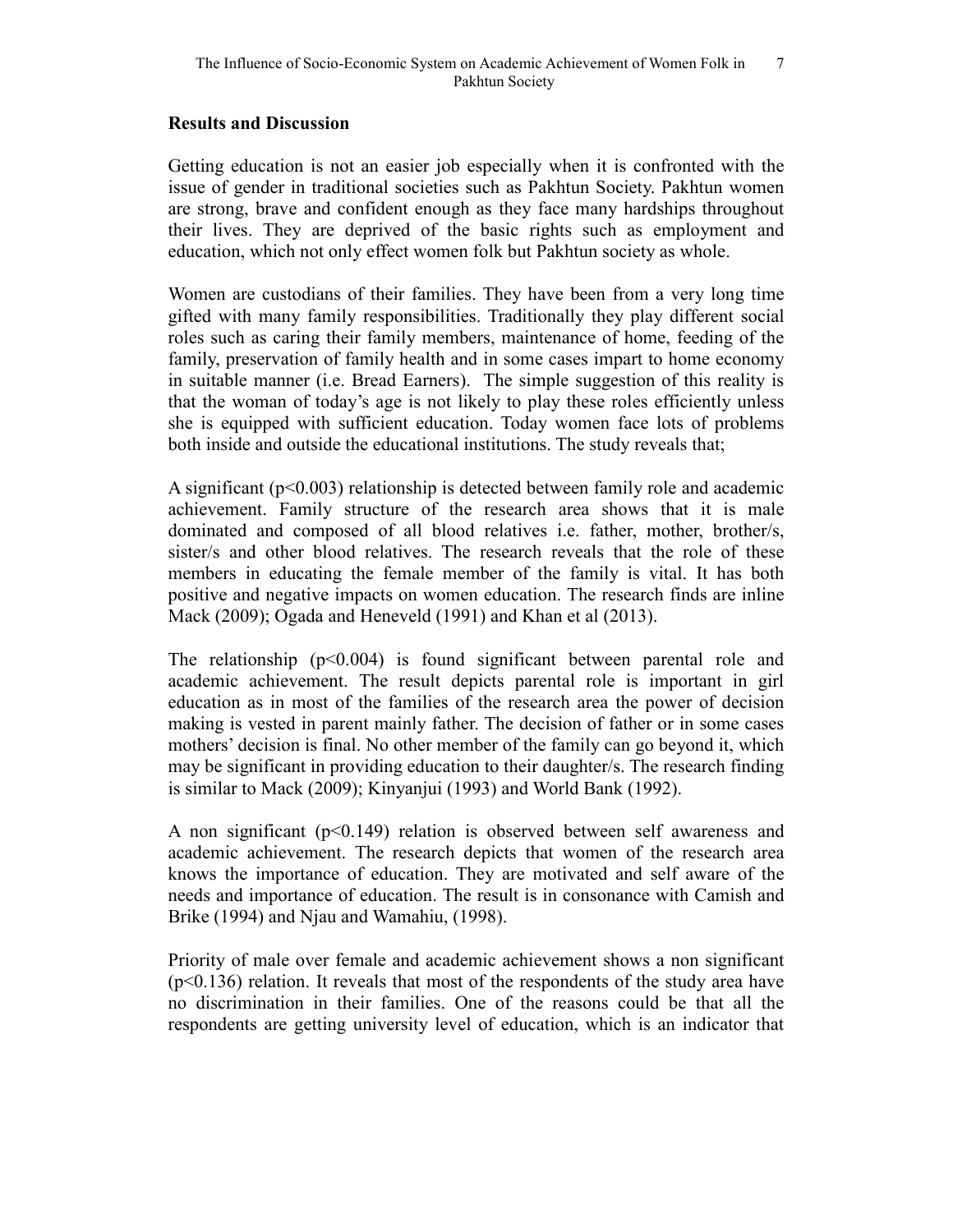## Results and Discussion

Getting education is not an easier job especially when it is confronted with the issue of gender in traditional societies such as Pakhtun Society. Pakhtun women are strong, brave and confident enough as they face many hardships throughout their lives. They are deprived of the basic rights such as employment and education, which not only effect women folk but Pakhtun society as whole.

Women are custodians of their families. They have been from a very long time gifted with many family responsibilities. Traditionally they play different social roles such as caring their family members, maintenance of home, feeding of the family, preservation of family health and in some cases impart to home economy in suitable manner (i.e. Bread Earners). The simple suggestion of this reality is that the woman of today's age is not likely to play these roles efficiently unless she is equipped with sufficient education. Today women face lots of problems both inside and outside the educational institutions. The study reveals that;

A significant ($p<0.003$) relationship is detected between family role and academic achievement. Family structure of the research area shows that it is male dominated and composed of all blood relatives i.e. father, mother, brother/s, sister/s and other blood relatives. The research reveals that the role of these members in educating the female member of the family is vital. It has both positive and negative impacts on women education. The research finds are inline Mack (2009); Ogada and Heneveld (1991) and Khan et al (2013).

The relationship ($p<0.004$) is found significant between parental role and academic achievement. The result depicts parental role is important in girl education as in most of the families of the research area the power of decision making is vested in parent mainly father. The decision of father or in some cases mothers' decision is final. No other member of the family can go beyond it, which may be significant in providing education to their daughter/s. The research finding is similar to Mack (2009); Kinyanjui (1993) and World Bank (1992).

A non significant ($p<0.149$) relation is observed between self awareness and academic achievement. The research depicts that women of the research area knows the importance of education. They are motivated and self aware of the needs and importance of education. The result is in consonance with Camish and Brike (1994) and Njau and Wamahiu, (1998).

Priority of male over female and academic achievement shows a non significant ($p<0.136$) relation. It reveals that most of the respondents of the study area have no discrimination in their families. One of the reasons could be that all the respondents are getting university level of education, which is an indicator that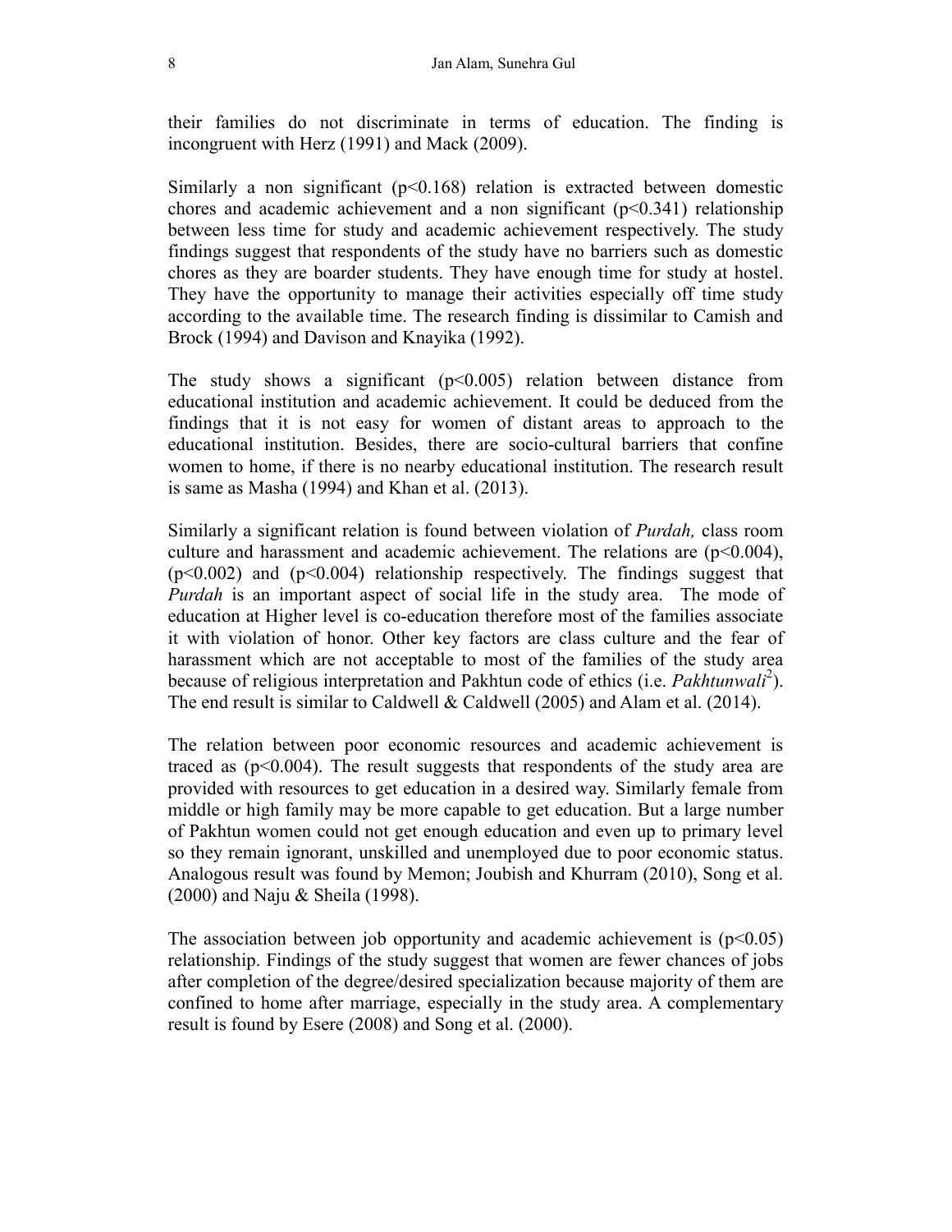their families do not discriminate in terms of education. The finding is incongruent with Herz (1991) and Mack (2009).

Similarly a non significant ($p<0.168$) relation is extracted between domestic chores and academic achievement and a non significant ($p<0.341$) relationship between less time for study and academic achievement respectively. The study findings suggest that respondents of the study have no barriers such as domestic chores as they are boarder students. They have enough time for study at hostel. They have the opportunity to manage their activities especially off time study according to the available time. The research finding is dissimilar to Camish and Brock (1994) and Davison and Knayika (1992).

The study shows a significant ($p<0.005$) relation between distance from educational institution and academic achievement. It could be deduced from the findings that it is not easy for women of distant areas to approach to the educational institution. Besides, there are socio-cultural barriers that confine women to home, if there is no nearby educational institution. The research result is same as Masha (1994) and Khan et al. (2013).

Similarly a significant relation is found between violation of *Purdah,* class room culture and harassment and academic achievement. The relations are ($p<0.004$), ($p<0.002$) and ($p<0.004$) relationship respectively. The findings suggest that *Purdah* is an important aspect of social life in the study area. The mode of education at Higher level is co-education therefore most of the families associate it with violation of honor. Other key factors are class culture and the fear of harassment which are not acceptable to most of the families of the study area because of religious interpretation and Pakhtun code of ethics (i.e. *Pakhtunwali*[2]). The end result is similar to Caldwell & Caldwell (2005) and Alam et al. (2014).

The relation between poor economic resources and academic achievement is traced as ($p<0.004$). The result suggests that respondents of the study area are provided with resources to get education in a desired way. Similarly female from middle or high family may be more capable to get education. But a large number of Pakhtun women could not get enough education and even up to primary level so they remain ignorant, unskilled and unemployed due to poor economic status. Analogous result was found by Memon; Joubish and Khurram (2010), Song et al. (2000) and Naju & Sheila (1998).

The association between job opportunity and academic achievement is ($p<0.05$) relationship. Findings of the study suggest that women are fewer chances of jobs after completion of the degree/desired specialization because majority of them are confined to home after marriage, especially in the study area. A complementary result is found by Esere (2008) and Song et al. (2000).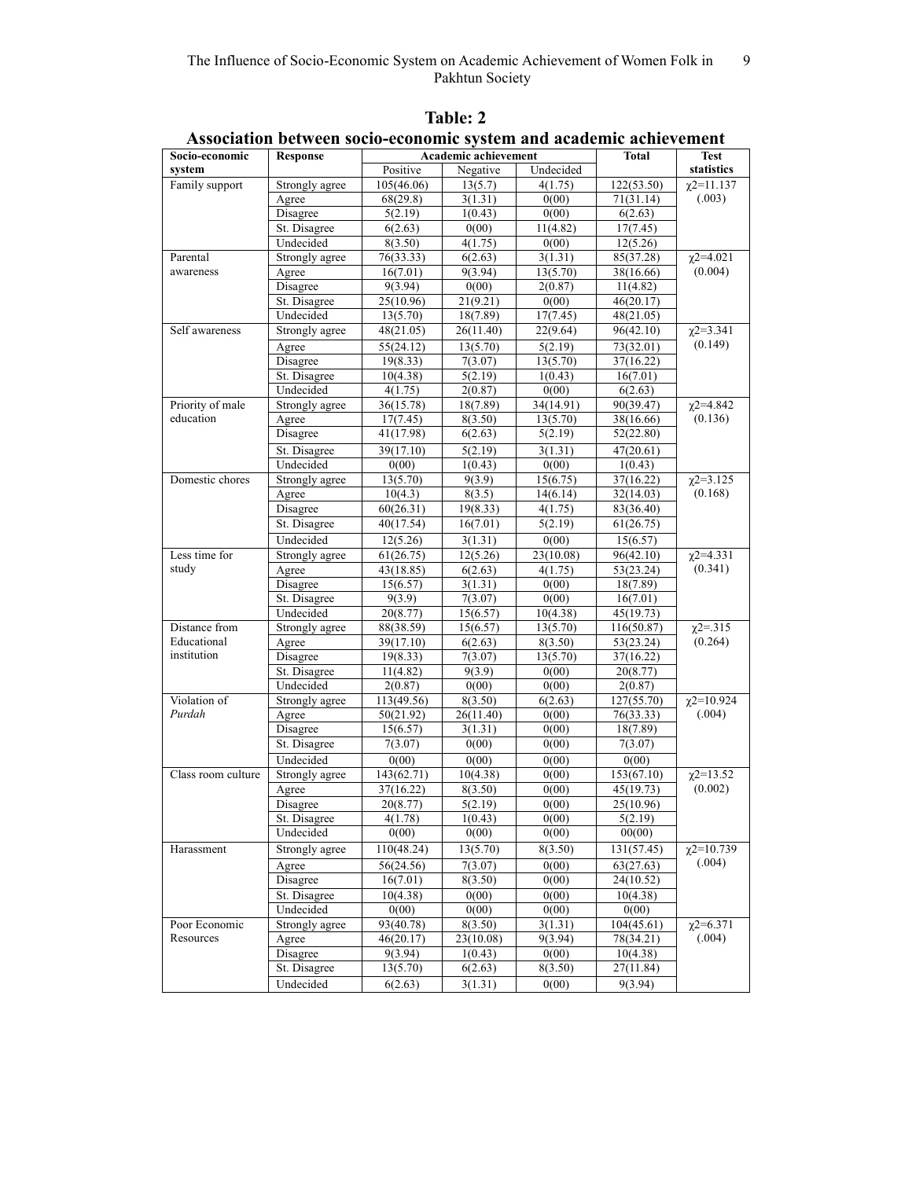**Table: 2**

**Association between socio-economic system and academic achievement**

| Socio-economic system | Response | Academic achievement | | | Total | Test statistics |
|---|---|---|---|---|---|---|
| | | Positive | Negative | Undecided | | |
| Family support | Strongly agree | 105(46.06) | 13(5.7) | 4(1.75) | 122(53.50) | χ2=11.137 (.003) |
| | Agree | 68(29.8) | 3(1.31) | 0(00) | 71(31.14) | |
| | Disagree | 5(2.19) | 1(0.43) | 0(00) | 6(2.63) | |
| | St. Disagree | 6(2.63) | 0(00) | 11(4.82) | 17(7.45) | |
| | Undecided | 8(3.50) | 4(1.75) | 0(00) | 12(5.26) | |
| Parental awareness | Strongly agree | 76(33.33) | 6(2.63) | 3(1.31) | 85(37.28) | χ2=4.021 (0.004) |
| | Agree | 16(7.01) | 9(3.94) | 13(5.70) | 38(16.66) | |
| | Disagree | 9(3.94) | 0(00) | 2(0.87) | 11(4.82) | |
| | St. Disagree | 25(10.96) | 21(9.21) | 0(00) | 46(20.17) | |
| | Undecided | 13(5.70) | 18(7.89) | 17(7.45) | 48(21.05) | |
| Self awareness | Strongly agree | 48(21.05) | 26(11.40) | 22(9.64) | 96(42.10) | χ2=3.341 (0.149) |
| | Agree | 55(24.12) | 13(5.70) | 5(2.19) | 73(32.01) | |
| | Disagree | 19(8.33) | 7(3.07) | 13(5.70) | 37(16.22) | |
| | St. Disagree | 10(4.38) | 5(2.19) | 1(0.43) | 16(7.01) | |
| | Undecided | 4(1.75) | 2(0.87) | 0(00) | 6(2.63) | |
| Priority of male education | Strongly agree | 36(15.78) | 18(7.89) | 34(14.91) | 90(39.47) | χ2=4.842 (0.136) |
| | Agree | 17(7.45) | 8(3.50) | 13(5.70) | 38(16.66) | |
| | Disagree | 41(17.98) | 6(2.63) | 5(2.19) | 52(22.80) | |
| | St. Disagree | 39(17.10) | 5(2.19) | 3(1.31) | 47(20.61) | |
| | Undecided | 0(00) | 1(0.43) | 0(00) | 1(0.43) | |
| Domestic chores | Strongly agree | 13(5.70) | 9(3.9) | 15(6.75) | 37(16.22) | χ2=3.125 (0.168) |
| | Agree | 10(4.3) | 8(3.5) | 14(6.14) | 32(14.03) | |
| | Disagree | 60(26.31) | 19(8.33) | 4(1.75) | 83(36.40) | |
| | St. Disagree | 40(17.54) | 16(7.01) | 5(2.19) | 61(26.75) | |
| | Undecided | 12(5.26) | 3(1.31) | 0(00) | 15(6.57) | |
| Less time for study | Strongly agree | 61(26.75) | 12(5.26) | 23(10.08) | 96(42.10) | χ2=4.331 (0.341) |
| | Agree | 43(18.85) | 6(2.63) | 4(1.75) | 53(23.24) | |
| | Disagree | 15(6.57) | 3(1.31) | 0(00) | 18(7.89) | |
| | St. Disagree | 9(3.9) | 7(3.07) | 0(00) | 16(7.01) | |
| | Undecided | 20(8.77) | 15(6.57) | 10(4.38) | 45(19.73) | |
| Distance from Educational institution | Strongly agree | 88(38.59) | 15(6.57) | 13(5.70) | 116(50.87) | χ2=.315 (0.264) |
| | Agree | 39(17.10) | 6(2.63) | 8(3.50) | 53(23.24) | |
| | Disagree | 19(8.33) | 7(3.07) | 13(5.70) | 37(16.22) | |
| | St. Disagree | 11(4.82) | 9(3.9) | 0(00) | 20(8.77) | |
| | Undecided | 2(0.87) | 0(00) | 0(00) | 2(0.87) | |
| Violation of *Purdah* | Strongly agree | 113(49.56) | 8(3.50) | 6(2.63) | 127(55.70) | χ2=10.924 (.004) |
| | Agree | 50(21.92) | 26(11.40) | 0(00) | 76(33.33) | |
| | Disagree | 15(6.57) | 3(1.31) | 0(00) | 18(7.89) | |
| | St. Disagree | 7(3.07) | 0(00) | 0(00) | 7(3.07) | |
| | Undecided | 0(00) | 0(00) | 0(00) | 0(00) | |
| Class room culture | Strongly agree | 143(62.71) | 10(4.38) | 0(00) | 153(67.10) | χ2=13.52 (0.002) |
| | Agree | 37(16.22) | 8(3.50) | 0(00) | 45(19.73) | |
| | Disagree | 20(8.77) | 5(2.19) | 0(00) | 25(10.96) | |
| | St. Disagree | 4(1.78) | 1(0.43) | 0(00) | 5(2.19) | |
| | Undecided | 0(00) | 0(00) | 0(00) | 00(00) | |
| Harassment | Strongly agree | 110(48.24) | 13(5.70) | 8(3.50) | 131(57.45) | χ2=10.739 (.004) |
| | Agree | 56(24.56) | 7(3.07) | 0(00) | 63(27.63) | |
| | Disagree | 16(7.01) | 8(3.50) | 0(00) | 24(10.52) | |
| | St. Disagree | 10(4.38) | 0(00) | 0(00) | 10(4.38) | |
| | Undecided | 0(00) | 0(00) | 0(00) | 0(00) | |
| Poor Economic Resources | Strongly agree | 93(40.78) | 8(3.50) | 3(1.31) | 104(45.61) | χ2=6.371 (.004) |
| | Agree | 46(20.17) | 23(10.08) | 9(3.94) | 78(34.21) | |
| | Disagree | 9(3.94) | 1(0.43) | 0(00) | 10(4.38) | |
| | St. Disagree | 13(5.70) | 6(2.63) | 8(3.50) | 27(11.84) | |
| | Undecided | 6(2.63) | 3(1.31) | 0(00) | 9(3.94) | |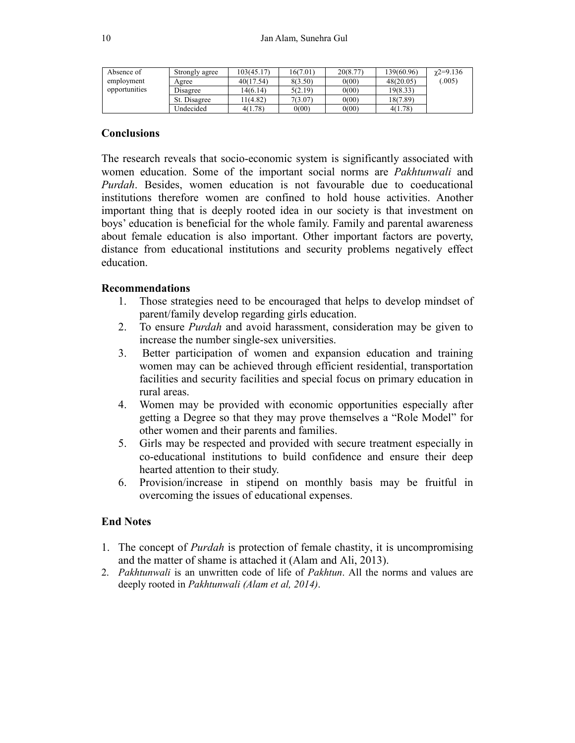| Absence of employment opportunities | Strongly agree | 103(45.17) | 16(7.01) | 20(8.77) | 139(60.96) | $\chi2$=9.136 (.005) |
|---|---|---|---|---|---|---|
| | Agree | 40(17.54) | 8(3.50) | 0(00) | 48(20.05) | |
| | Disagree | 14(6.14) | 5(2.19) | 0(00) | 19(8.33) | |
| | St. Disagree | 11(4.82) | 7(3.07) | 0(00) | 18(7.89) | |
| | Undecided | 4(1.78) | 0(00) | 0(00) | 4(1.78) | |

## Conclusions

The research reveals that socio-economic system is significantly associated with women education. Some of the important social norms are *Pakhtunwali* and *Purdah*. Besides, women education is not favourable due to coeducational institutions therefore women are confined to hold house activities. Another important thing that is deeply rooted idea in our society is that investment on boys' education is beneficial for the whole family. Family and parental awareness about female education is also important. Other important factors are poverty, distance from educational institutions and security problems negatively effect education.

## Recommendations

1. Those strategies need to be encouraged that helps to develop mindset of parent/family develop regarding girls education.
2. To ensure *Purdah* and avoid harassment, consideration may be given to increase the number single-sex universities.
3. Better participation of women and expansion education and training women may can be achieved through efficient residential, transportation facilities and security facilities and special focus on primary education in rural areas.
4. Women may be provided with economic opportunities especially after getting a Degree so that they may prove themselves a "Role Model" for other women and their parents and families.
5. Girls may be respected and provided with secure treatment especially in co-educational institutions to build confidence and ensure their deep hearted attention to their study.
6. Provision/increase in stipend on monthly basis may be fruitful in overcoming the issues of educational expenses.

## End Notes

1. The concept of *Purdah* is protection of female chastity, it is uncompromising and the matter of shame is attached it (Alam and Ali, 2013).
2. *Pakhtunwali* is an unwritten code of life of *Pakhtun*. All the norms and values are deeply rooted in *Pakhtunwali (Alam et al, 2014)*.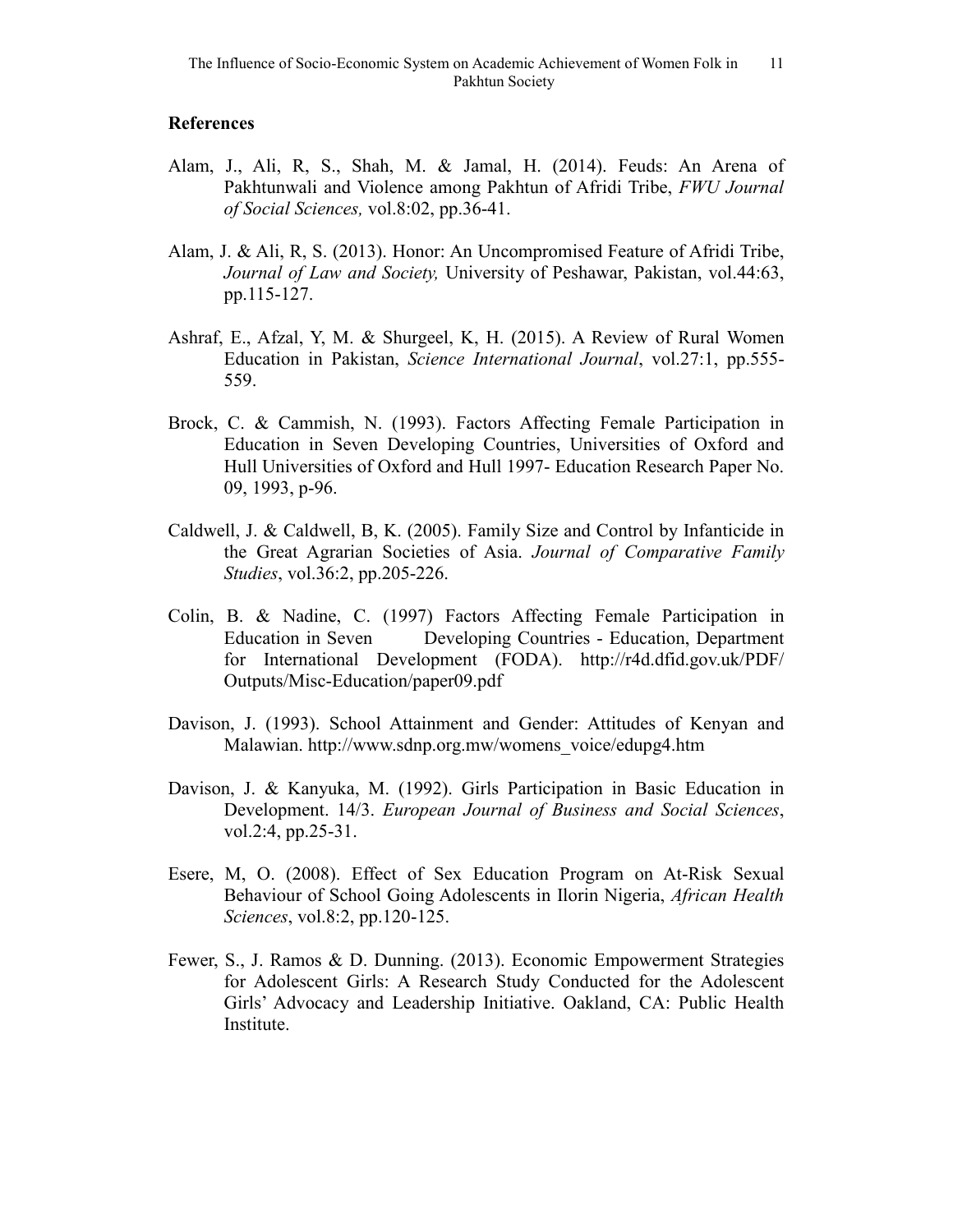## References

Alam, J., Ali, R, S., Shah, M. & Jamal, H. (2014). Feuds: An Arena of Pakhtunwali and Violence among Pakhtun of Afridi Tribe, *FWU Journal of Social Sciences,* vol.8:02, pp.36-41.

Alam, J. & Ali, R, S. (2013). Honor: An Uncompromised Feature of Afridi Tribe, *Journal of Law and Society,* University of Peshawar, Pakistan, vol.44:63, pp.115-127.

Ashraf, E., Afzal, Y, M. & Shurgeel, K, H. (2015). A Review of Rural Women Education in Pakistan, *Science International Journal*, vol.27:1, pp.555-559.

Brock, C. & Cammish, N. (1993). Factors Affecting Female Participation in Education in Seven Developing Countries, Universities of Oxford and Hull Universities of Oxford and Hull 1997- Education Research Paper No. 09, 1993, p-96.

Caldwell, J. & Caldwell, B, K. (2005). Family Size and Control by Infanticide in the Great Agrarian Societies of Asia. *Journal of Comparative Family Studies*, vol.36:2, pp.205-226.

Colin, B. & Nadine, C. (1997) Factors Affecting Female Participation in Education in Seven Developing Countries - Education, Department for International Development (FODA). http://r4d.dfid.gov.uk/PDF/Outputs/Misc-Education/paper09.pdf

Davison, J. (1993). School Attainment and Gender: Attitudes of Kenyan and Malawian. http://www.sdnp.org.mw/womens_voice/edupg4.htm

Davison, J. & Kanyuka, M. (1992). Girls Participation in Basic Education in Development. 14/3. *European Journal of Business and Social Sciences*, vol.2:4, pp.25-31.

Esere, M, O. (2008). Effect of Sex Education Program on At-Risk Sexual Behaviour of School Going Adolescents in Ilorin Nigeria, *African Health Sciences*, vol.8:2, pp.120-125.

Fewer, S., J. Ramos & D. Dunning. (2013). Economic Empowerment Strategies for Adolescent Girls: A Research Study Conducted for the Adolescent Girls' Advocacy and Leadership Initiative. Oakland, CA: Public Health Institute.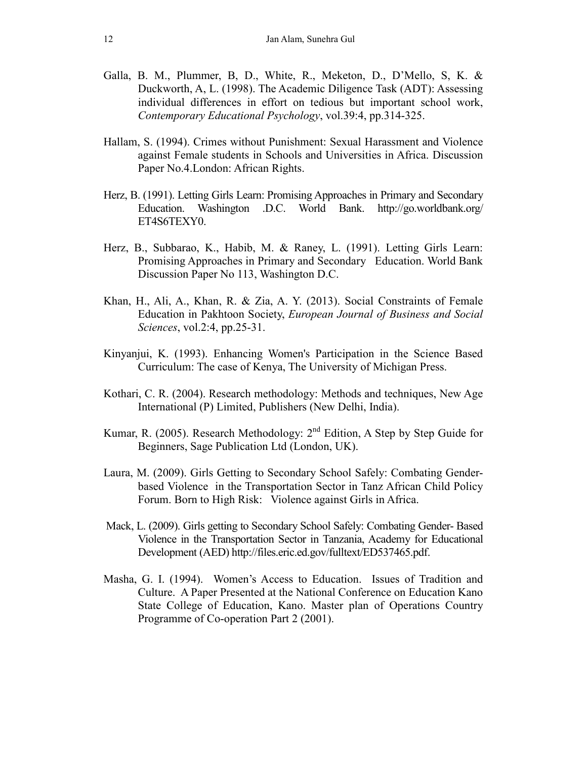Galla, B. M., Plummer, B, D., White, R., Meketon, D., D'Mello, S, K. & Duckworth, A, L. (1998). The Academic Diligence Task (ADT): Assessing individual differences in effort on tedious but important school work, *Contemporary Educational Psychology*, vol.39:4, pp.314-325.

Hallam, S. (1994). Crimes without Punishment: Sexual Harassment and Violence against Female students in Schools and Universities in Africa. Discussion Paper No.4.London: African Rights.

Herz, B. (1991). Letting Girls Learn: Promising Approaches in Primary and Secondary Education. Washington .D.C. World Bank. http://go.worldbank.org/ET4S6TEXY0.

Herz, B., Subbarao, K., Habib, M. & Raney, L. (1991). Letting Girls Learn: Promising Approaches in Primary and Secondary Education. World Bank Discussion Paper No 113, Washington D.C.

Khan, H., Ali, A., Khan, R. & Zia, A. Y. (2013). Social Constraints of Female Education in Pakhtoon Society, *European Journal of Business and Social Sciences*, vol.2:4, pp.25-31.

Kinyanjui, K. (1993). Enhancing Women's Participation in the Science Based Curriculum: The case of Kenya, The University of Michigan Press.

Kothari, C. R. (2004). Research methodology: Methods and techniques, New Age International (P) Limited, Publishers (New Delhi, India).

Kumar, R. (2005). Research Methodology: 2nd Edition, A Step by Step Guide for Beginners, Sage Publication Ltd (London, UK).

Laura, M. (2009). Girls Getting to Secondary School Safely: Combating Gender-based Violence in the Transportation Sector in Tanz African Child Policy Forum. Born to High Risk: Violence against Girls in Africa.

Mack, L. (2009). Girls getting to Secondary School Safely: Combating Gender- Based Violence in the Transportation Sector in Tanzania, Academy for Educational Development (AED) http://files.eric.ed.gov/fulltext/ED537465.pdf.

Masha, G. I. (1994). Women's Access to Education. Issues of Tradition and Culture. A Paper Presented at the National Conference on Education Kano State College of Education, Kano. Master plan of Operations Country Programme of Co-operation Part 2 (2001).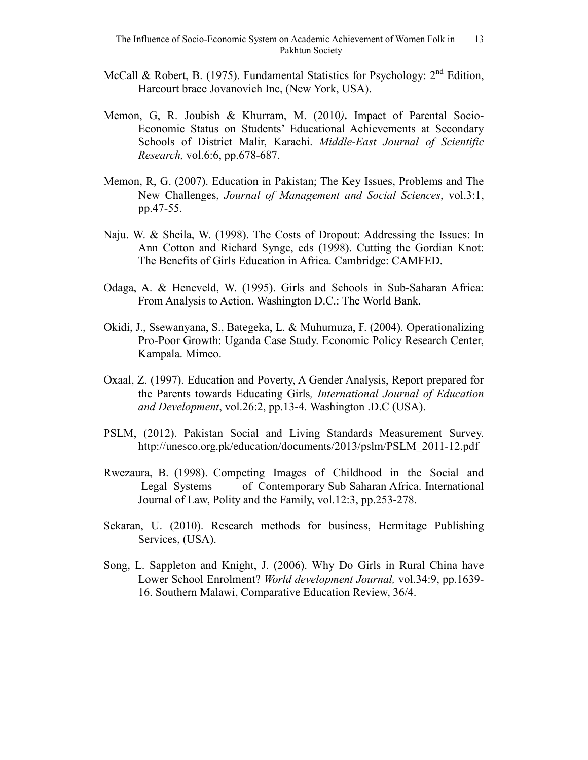McCall & Robert, B. (1975). Fundamental Statistics for Psychology: 2nd Edition, Harcourt brace Jovanovich Inc, (New York, USA).

Memon, G, R. Joubish & Khurram, M. (2010**).** Impact of Parental Socio-Economic Status on Students' Educational Achievements at Secondary Schools of District Malir, Karachi. *Middle-East Journal of Scientific Research,* vol.6:6, pp.678-687.

Memon, R, G. (2007). Education in Pakistan; The Key Issues, Problems and The New Challenges, *Journal of Management and Social Sciences*, vol.3:1, pp.47-55.

Naju. W. & Sheila, W. (1998). The Costs of Dropout: Addressing the Issues: In Ann Cotton and Richard Synge, eds (1998). Cutting the Gordian Knot: The Benefits of Girls Education in Africa. Cambridge: CAMFED.

Odaga, A. & Heneveld, W. (1995). Girls and Schools in Sub-Saharan Africa: From Analysis to Action. Washington D.C.: The World Bank.

Okidi, J., Ssewanyana, S., Bategeka, L. & Muhumuza, F. (2004). Operationalizing Pro-Poor Growth: Uganda Case Study. Economic Policy Research Center, Kampala. Mimeo.

Oxaal, Z. (1997). Education and Poverty, A Gender Analysis, Report prepared for the Parents towards Educating Girls*, International Journal of Education and Development*, vol.26:2, pp.13-4. Washington .D.C (USA).

PSLM, (2012). Pakistan Social and Living Standards Measurement Survey. http://unesco.org.pk/education/documents/2013/pslm/PSLM_2011-12.pdf

Rwezaura, B. (1998). Competing Images of Childhood in the Social and Legal Systems of Contemporary Sub Saharan Africa. International Journal of Law, Polity and the Family, vol.12:3, pp.253-278.

Sekaran, U. (2010). Research methods for business, Hermitage Publishing Services, (USA).

Song, L. Sappleton and Knight, J. (2006). Why Do Girls in Rural China have Lower School Enrolment? *World development Journal,* vol.34:9, pp.1639-16. Southern Malawi, Comparative Education Review, 36/4.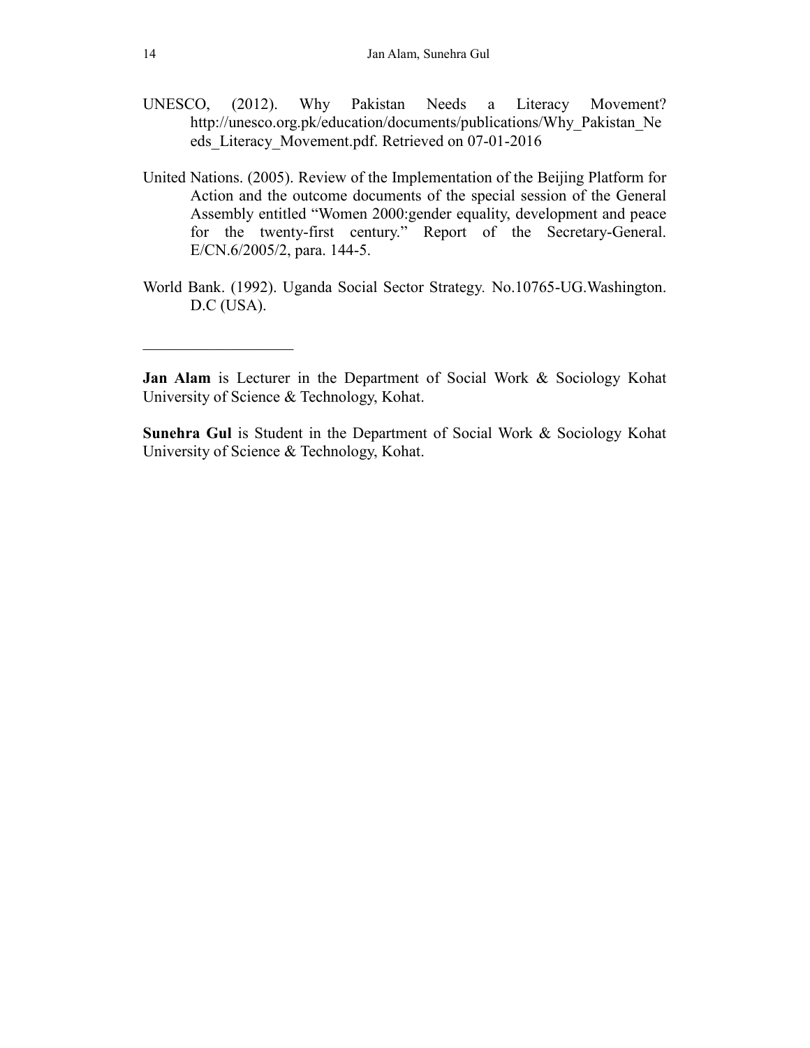UNESCO, (2012). Why Pakistan Needs a Literacy Movement? http://unesco.org.pk/education/documents/publications/Why_Pakistan_Needs_Literacy_Movement.pdf. Retrieved on 07-01-2016

United Nations. (2005). Review of the Implementation of the Beijing Platform for Action and the outcome documents of the special session of the General Assembly entitled "Women 2000:gender equality, development and peace for the twenty-first century." Report of the Secretary-General. E/CN.6/2005/2, para. 144-5.

World Bank. (1992). Uganda Social Sector Strategy. No.10765-UG.Washington. D.C (USA).

---

**Jan Alam** is Lecturer in the Department of Social Work & Sociology Kohat University of Science & Technology, Kohat.

**Sunehra Gul** is Student in the Department of Social Work & Sociology Kohat University of Science & Technology, Kohat.